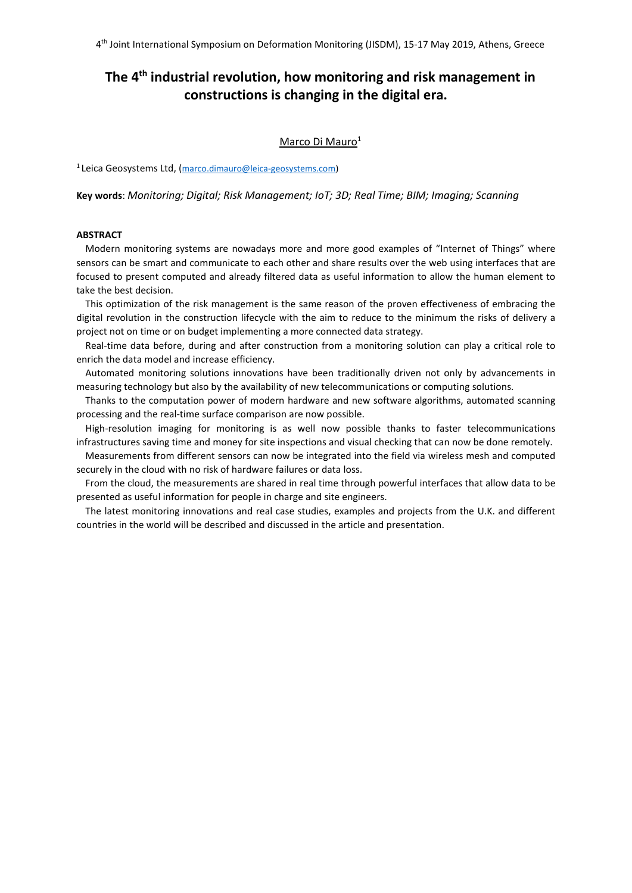# The 4th industrial revolution, how monitoring and risk management in constructions is changing in the digital era.

Marco Di Mauro[1]

[1] Leica Geosystems Ltd, (marco.dimauro@leica-geosystems.com)

**Key words**: *Monitoring; Digital; Risk Management; IoT; 3D; Real Time; BIM; Imaging; Scanning*

## ABSTRACT

Modern monitoring systems are nowadays more and more good examples of "Internet of Things" where sensors can be smart and communicate to each other and share results over the web using interfaces that are focused to present computed and already filtered data as useful information to allow the human element to take the best decision.

This optimization of the risk management is the same reason of the proven effectiveness of embracing the digital revolution in the construction lifecycle with the aim to reduce to the minimum the risks of delivery a project not on time or on budget implementing a more connected data strategy.

Real-time data before, during and after construction from a monitoring solution can play a critical role to enrich the data model and increase efficiency.

Automated monitoring solutions innovations have been traditionally driven not only by advancements in measuring technology but also by the availability of new telecommunications or computing solutions.

Thanks to the computation power of modern hardware and new software algorithms, automated scanning processing and the real-time surface comparison are now possible.

High-resolution imaging for monitoring is as well now possible thanks to faster telecommunications infrastructures saving time and money for site inspections and visual checking that can now be done remotely.

Measurements from different sensors can now be integrated into the field via wireless mesh and computed securely in the cloud with no risk of hardware failures or data loss.

From the cloud, the measurements are shared in real time through powerful interfaces that allow data to be presented as useful information for people in charge and site engineers.

The latest monitoring innovations and real case studies, examples and projects from the U.K. and different countries in the world will be described and discussed in the article and presentation.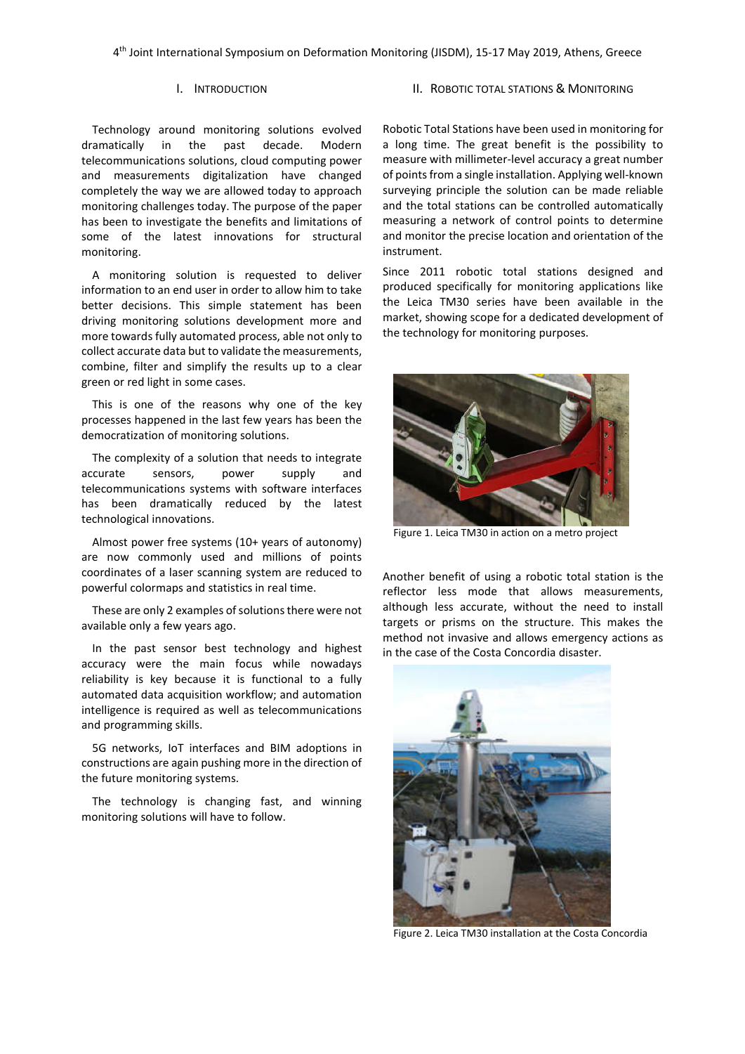## I. Introduction

Technology around monitoring solutions evolved dramatically in the past decade. Modern telecommunications solutions, cloud computing power and measurements digitalization have changed completely the way we are allowed today to approach monitoring challenges today. The purpose of the paper has been to investigate the benefits and limitations of some of the latest innovations for structural monitoring.

A monitoring solution is requested to deliver information to an end user in order to allow him to take better decisions. This simple statement has been driving monitoring solutions development more and more towards fully automated process, able not only to collect accurate data but to validate the measurements, combine, filter and simplify the results up to a clear green or red light in some cases.

This is one of the reasons why one of the key processes happened in the last few years has been the democratization of monitoring solutions.

The complexity of a solution that needs to integrate accurate sensors, power supply and telecommunications systems with software interfaces has been dramatically reduced by the latest technological innovations.

Almost power free systems (10+ years of autonomy) are now commonly used and millions of points coordinates of a laser scanning system are reduced to powerful colormaps and statistics in real time.

These are only 2 examples of solutions there were not available only a few years ago.

In the past sensor best technology and highest accuracy were the main focus while nowadays reliability is key because it is functional to a fully automated data acquisition workflow; and automation intelligence is required as well as telecommunications and programming skills.

5G networks, IoT interfaces and BIM adoptions in constructions are again pushing more in the direction of the future monitoring systems.

The technology is changing fast, and winning monitoring solutions will have to follow.

## II. Robotic Total Stations & Monitoring

Robotic Total Stations have been used in monitoring for a long time. The great benefit is the possibility to measure with millimeter-level accuracy a great number of points from a single installation. Applying well-known surveying principle the solution can be made reliable and the total stations can be controlled automatically measuring a network of control points to determine and monitor the precise location and orientation of the instrument.

Since 2011 robotic total stations designed and produced specifically for monitoring applications like the Leica TM30 series have been available in the market, showing scope for a dedicated development of the technology for monitoring purposes.

Figure 1. Leica TM30 in action on a metro project

Another benefit of using a robotic total station is the reflector less mode that allows measurements, although less accurate, without the need to install targets or prisms on the structure. This makes the method not invasive and allows emergency actions as in the case of the Costa Concordia disaster.

Figure 2. Leica TM30 installation at the Costa Concordia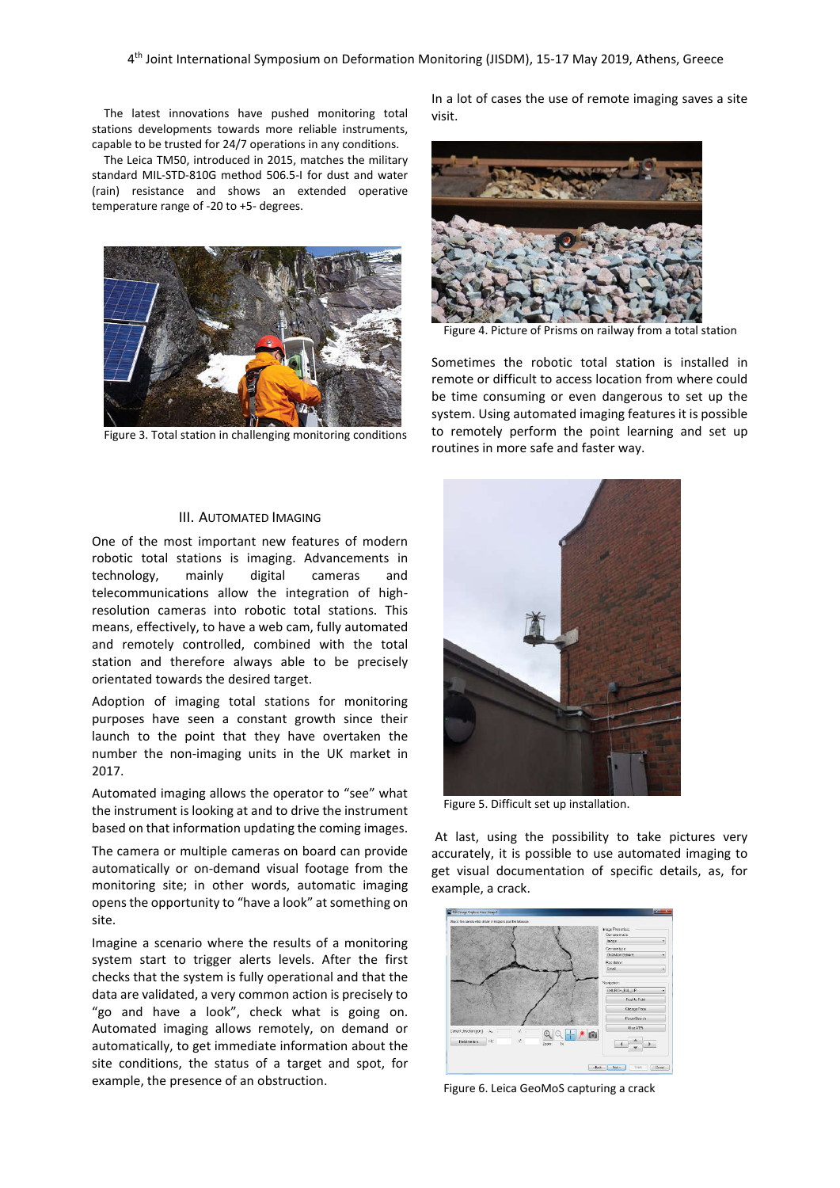The latest innovations have pushed monitoring total stations developments towards more reliable instruments, capable to be trusted for 24/7 operations in any conditions.

The Leica TM50, introduced in 2015, matches the military standard MIL-STD-810G method 506.5-I for dust and water (rain) resistance and shows an extended operative temperature range of -20 to +5- degrees.

Figure 3. Total station in challenging monitoring conditions

## III. AUTOMATED IMAGING

One of the most important new features of modern robotic total stations is imaging. Advancements in technology, mainly digital cameras and telecommunications allow the integration of high-resolution cameras into robotic total stations. This means, effectively, to have a web cam, fully automated and remotely controlled, combined with the total station and therefore always able to be precisely orientated towards the desired target.

Adoption of imaging total stations for monitoring purposes have seen a constant growth since their launch to the point that they have overtaken the number the non-imaging units in the UK market in 2017.

Automated imaging allows the operator to "see" what the instrument is looking at and to drive the instrument based on that information updating the coming images.

The camera or multiple cameras on board can provide automatically or on-demand visual footage from the monitoring site; in other words, automatic imaging opens the opportunity to "have a look" at something on site.

Imagine a scenario where the results of a monitoring system start to trigger alerts levels. After the first checks that the system is fully operational and that the data are validated, a very common action is precisely to "go and have a look", check what is going on. Automated imaging allows remotely, on demand or automatically, to get immediate information about the site conditions, the status of a target and spot, for example, the presence of an obstruction.

In a lot of cases the use of remote imaging saves a site visit.

Figure 4. Picture of Prisms on railway from a total station

Sometimes the robotic total station is installed in remote or difficult to access location from where could be time consuming or even dangerous to set up the system. Using automated imaging features it is possible to remotely perform the point learning and set up routines in more safe and faster way.

Figure 5. Difficult set up installation.

At last, using the possibility to take pictures very accurately, it is possible to use automated imaging to get visual documentation of specific details, as, for example, a crack.

Figure 6. Leica GeoMoS capturing a crack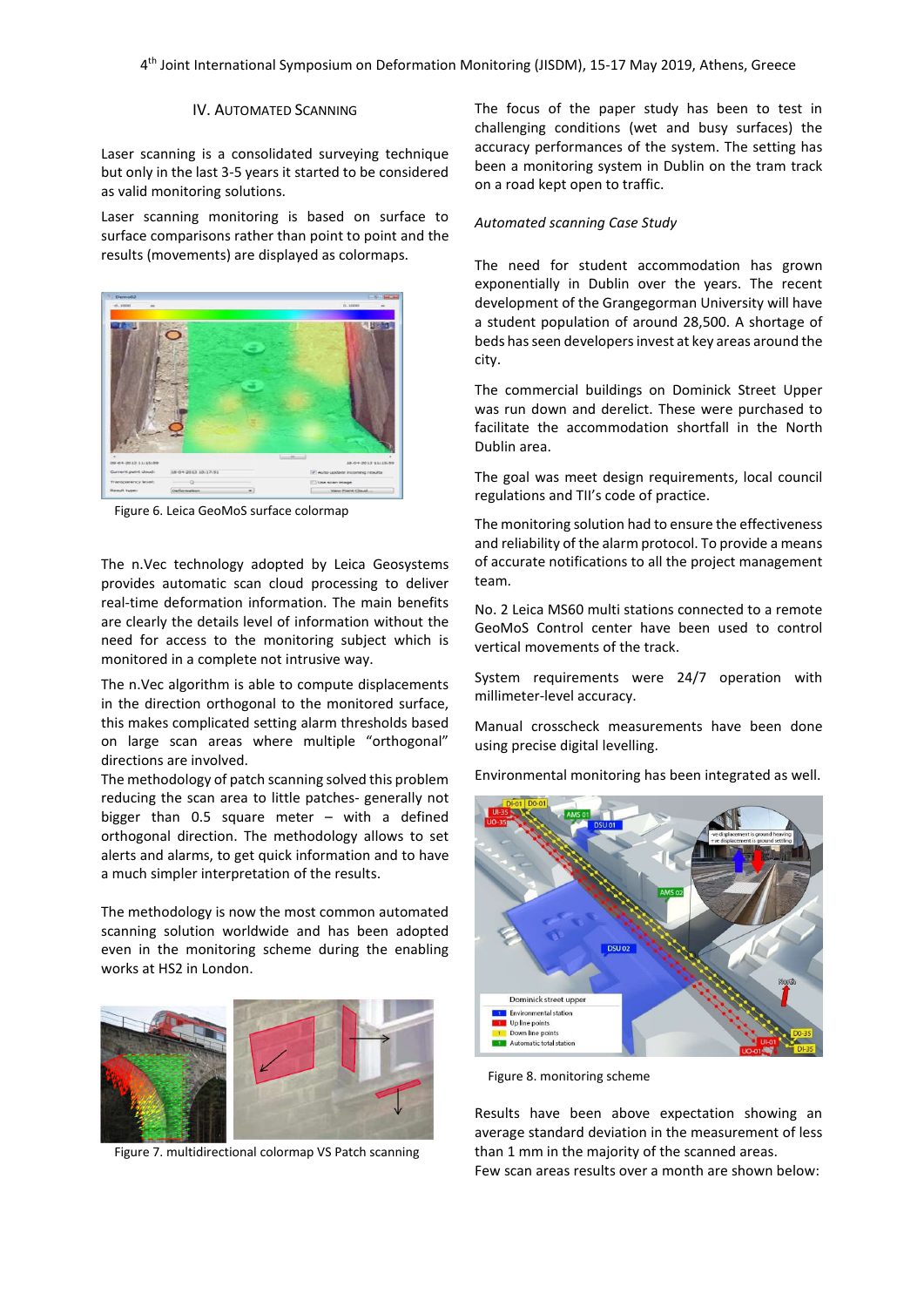## IV. AUTOMATED SCANNING

Laser scanning is a consolidated surveying technique but only in the last 3-5 years it started to be considered as valid monitoring solutions.

Laser scanning monitoring is based on surface to surface comparisons rather than point to point and the results (movements) are displayed as colormaps.

Figure 6. Leica GeoMoS surface colormap

The n.Vec technology adopted by Leica Geosystems provides automatic scan cloud processing to deliver real-time deformation information. The main benefits are clearly the details level of information without the need for access to the monitoring subject which is monitored in a complete not intrusive way.

The n.Vec algorithm is able to compute displacements in the direction orthogonal to the monitored surface, this makes complicated setting alarm thresholds based on large scan areas where multiple "orthogonal" directions are involved.

The methodology of patch scanning solved this problem reducing the scan area to little patches- generally not bigger than 0.5 square meter – with a defined orthogonal direction. The methodology allows to set alerts and alarms, to get quick information and to have a much simpler interpretation of the results.

The methodology is now the most common automated scanning solution worldwide and has been adopted even in the monitoring scheme during the enabling works at HS2 in London.

Figure 7. multidirectional colormap VS Patch scanning

The focus of the paper study has been to test in challenging conditions (wet and busy surfaces) the accuracy performances of the system. The setting has been a monitoring system in Dublin on the tram track on a road kept open to traffic.

*Automated scanning Case Study*

The need for student accommodation has grown exponentially in Dublin over the years. The recent development of the Grangegorman University will have a student population of around 28,500. A shortage of beds has seen developers invest at key areas around the city.

The commercial buildings on Dominick Street Upper was run down and derelict. These were purchased to facilitate the accommodation shortfall in the North Dublin area.

The goal was meet design requirements, local council regulations and TII's code of practice.

The monitoring solution had to ensure the effectiveness and reliability of the alarm protocol. To provide a means of accurate notifications to all the project management team.

No. 2 Leica MS60 multi stations connected to a remote GeoMoS Control center have been used to control vertical movements of the track.

System requirements were 24/7 operation with millimeter-level accuracy.

Manual crosscheck measurements have been done using precise digital levelling.

Environmental monitoring has been integrated as well.

Figure 8. monitoring scheme

Results have been above expectation showing an average standard deviation in the measurement of less than 1 mm in the majority of the scanned areas.

Few scan areas results over a month are shown below: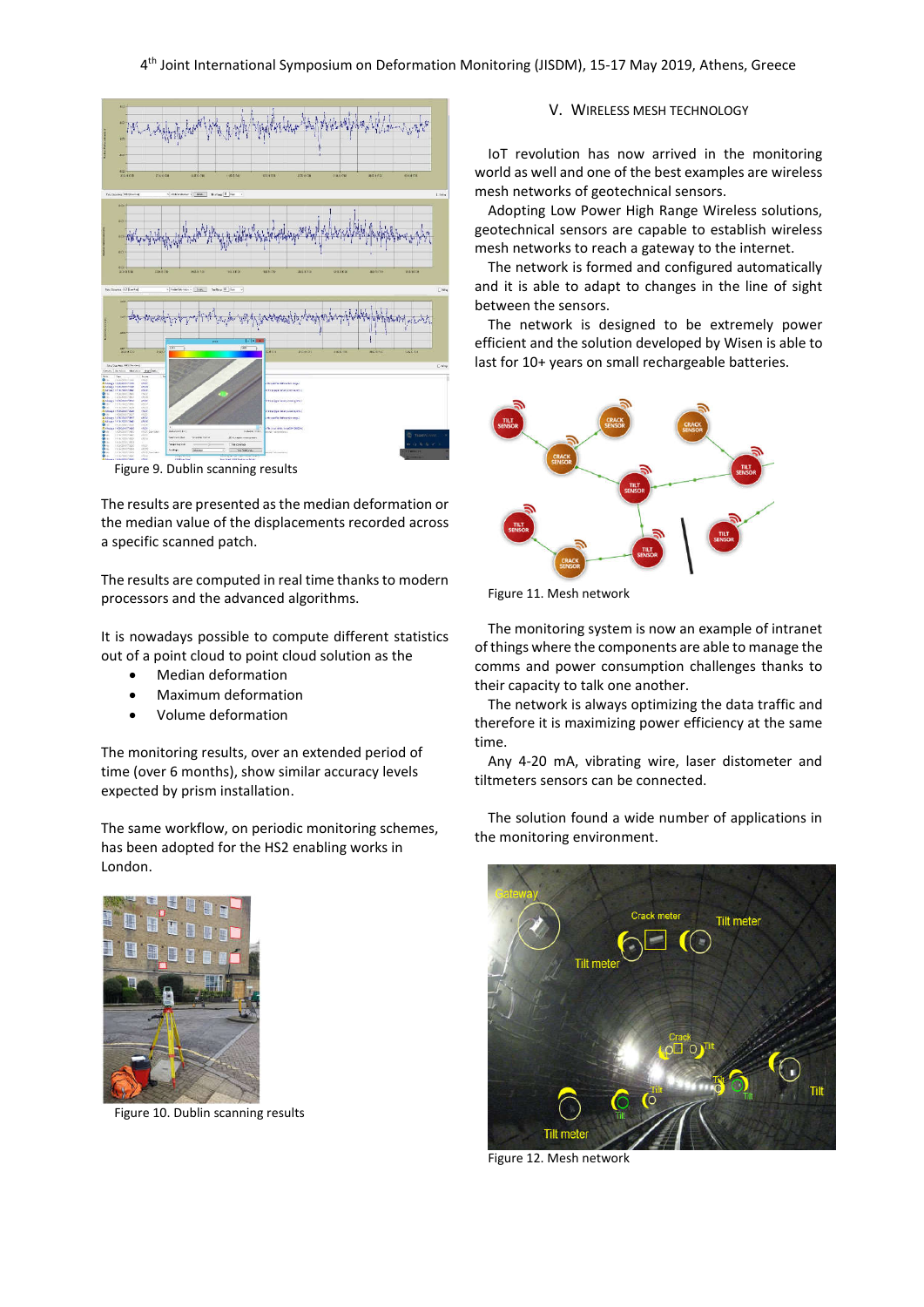Figure 9. Dublin scanning results

The results are presented as the median deformation or the median value of the displacements recorded across a specific scanned patch.

The results are computed in real time thanks to modern processors and the advanced algorithms.

It is nowadays possible to compute different statistics out of a point cloud to point cloud solution as the

- Median deformation
- Maximum deformation
- Volume deformation

The monitoring results, over an extended period of time (over 6 months), show similar accuracy levels expected by prism installation.

The same workflow, on periodic monitoring schemes, has been adopted for the HS2 enabling works in London.

Figure 10. Dublin scanning results

## V. Wireless Mesh Technology

IoT revolution has now arrived in the monitoring world as well and one of the best examples are wireless mesh networks of geotechnical sensors.

Adopting Low Power High Range Wireless solutions, geotechnical sensors are capable to establish wireless mesh networks to reach a gateway to the internet.

The network is formed and configured automatically and it is able to adapt to changes in the line of sight between the sensors.

The network is designed to be extremely power efficient and the solution developed by Wisen is able to last for 10+ years on small rechargeable batteries.

Figure 11. Mesh network

The monitoring system is now an example of intranet of things where the components are able to manage the comms and power consumption challenges thanks to their capacity to talk one another.

The network is always optimizing the data traffic and therefore it is maximizing power efficiency at the same time.

Any 4-20 mA, vibrating wire, laser distometer and tiltmeters sensors can be connected.

The solution found a wide number of applications in the monitoring environment.

Figure 12. Mesh network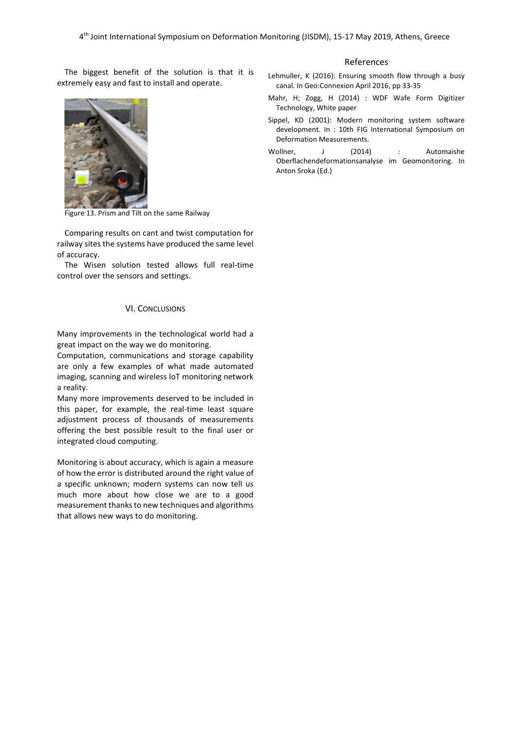The biggest benefit of the solution is that it is extremely easy and fast to install and operate.

Figure 13. Prism and Tilt on the same Railway

Comparing results on cant and twist computation for railway sites the systems have produced the same level of accuracy.

The Wisen solution tested allows full real-time control over the sensors and settings.

## VI. Conclusions

Many improvements in the technological world had a great impact on the way we do monitoring.
Computation, communications and storage capability are only a few examples of what made automated imaging, scanning and wireless IoT monitoring network a reality.
Many more improvements deserved to be included in this paper, for example, the real-time least square adjustment process of thousands of measurements offering the best possible result to the final user or integrated cloud computing.

Monitoring is about accuracy, which is again a measure of how the error is distributed around the right value of a specific unknown; modern systems can now tell us much more about how close we are to a good measurement thanks to new techniques and algorithms that allows new ways to do monitoring.

## References

Lehmuller, K (2016): Ensuring smooth flow through a busy canal. In Geo:Connexion April 2016, pp 33-35

Mahr, H; Zogg, H (2014) : WDF Wafe Form Digitizer Technology, White paper

Sippel, KD (2001): Modern monitoring system software development. In : 10th FIG International Symposium on Deformation Measurements.

Wollner, J (2014) : Automaishe Oberflachendeformationsanalyse im Geomonitoring. In Anton Sroka (Ed.)